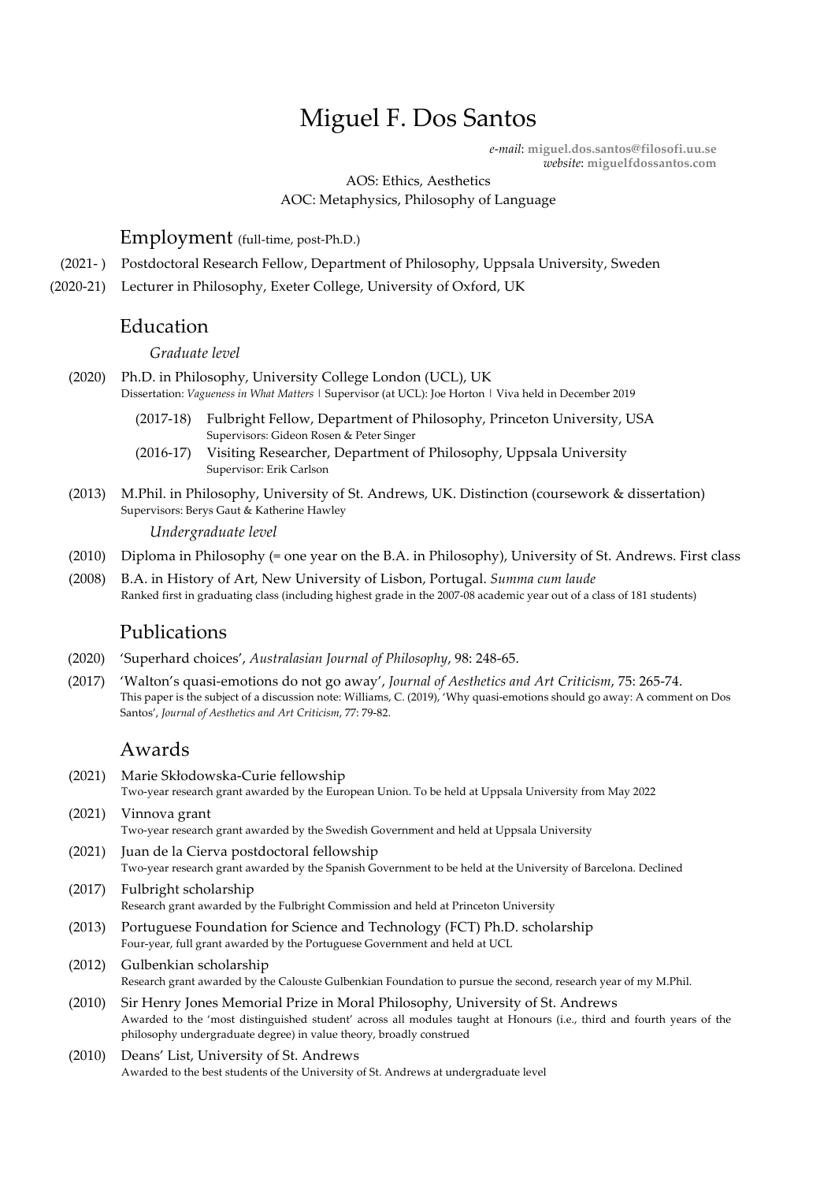# Miguel F. Dos Santos

*e-mail*: **miguel.dos.santos@filosofi.uu.se**
*website*: **miguelfdossantos.com**

AOS: Ethics, Aesthetics
AOC: Metaphysics, Philosophy of Language

## Employment (full-time, post-Ph.D.)

(2021- ) Postdoctoral Research Fellow, Department of Philosophy, Uppsala University, Sweden

(2020-21) Lecturer in Philosophy, Exeter College, University of Oxford, UK

## Education

*Graduate level*

(2020) Ph.D. in Philosophy, University College London (UCL), UK
Dissertation: *Vagueness in What Matters* | Supervisor (at UCL): Joe Horton | Viva held in December 2019

- (2017-18) Fulbright Fellow, Department of Philosophy, Princeton University, USA
  Supervisors: Gideon Rosen & Peter Singer
- (2016-17) Visiting Researcher, Department of Philosophy, Uppsala University
  Supervisor: Erik Carlson

(2013) M.Phil. in Philosophy, University of St. Andrews, UK. Distinction (coursework & dissertation)
Supervisors: Berys Gaut & Katherine Hawley

*Undergraduate level*

(2010) Diploma in Philosophy (= one year on the B.A. in Philosophy), University of St. Andrews. First class

(2008) B.A. in History of Art, New University of Lisbon, Portugal. *Summa cum laude*
Ranked first in graduating class (including highest grade in the 2007-08 academic year out of a class of 181 students)

## Publications

(2020) 'Superhard choices', *Australasian Journal of Philosophy*, 98: 248-65.

(2017) 'Walton's quasi-emotions do not go away', *Journal of Aesthetics and Art Criticism*, 75: 265-74.
This paper is the subject of a discussion note: Williams, C. (2019), 'Why quasi-emotions should go away: A comment on Dos Santos', *Journal of Aesthetics and Art Criticism*, 77: 79-82.

## Awards

(2021) Marie Skłodowska-Curie fellowship
Two-year research grant awarded by the European Union. To be held at Uppsala University from May 2022

(2021) Vinnova grant
Two-year research grant awarded by the Swedish Government and held at Uppsala University

(2021) Juan de la Cierva postdoctoral fellowship
Two-year research grant awarded by the Spanish Government to be held at the University of Barcelona. Declined

(2017) Fulbright scholarship
Research grant awarded by the Fulbright Commission and held at Princeton University

(2013) Portuguese Foundation for Science and Technology (FCT) Ph.D. scholarship
Four-year, full grant awarded by the Portuguese Government and held at UCL

(2012) Gulbenkian scholarship
Research grant awarded by the Calouste Gulbenkian Foundation to pursue the second, research year of my M.Phil.

(2010) Sir Henry Jones Memorial Prize in Moral Philosophy, University of St. Andrews
Awarded to the 'most distinguished student' across all modules taught at Honours (i.e., third and fourth years of the philosophy undergraduate degree) in value theory, broadly construed

(2010) Deans' List, University of St. Andrews
Awarded to the best students of the University of St. Andrews at undergraduate level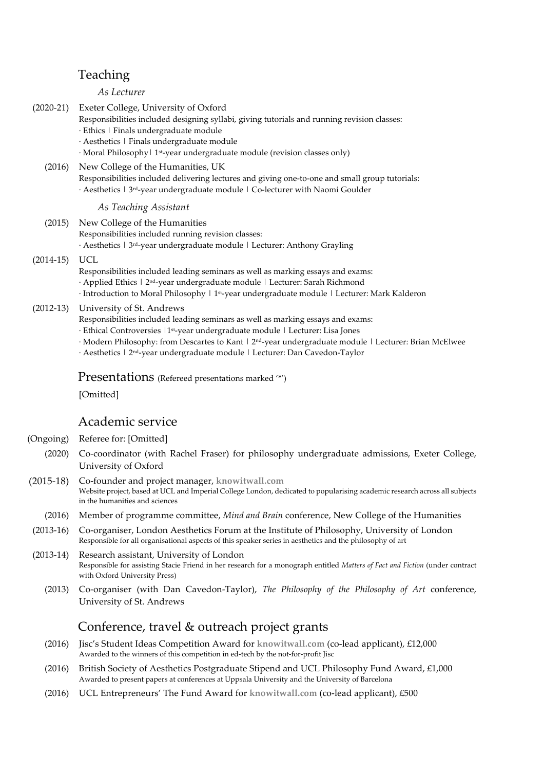## Teaching

*As Lecturer*

(2020-21) Exeter College, University of Oxford
Responsibilities included designing syllabi, giving tutorials and running revision classes:
· Ethics | Finals undergraduate module
· Aesthetics | Finals undergraduate module
· Moral Philosophy | 1st-year undergraduate module (revision classes only)

(2016) New College of the Humanities, UK
Responsibilities included delivering lectures and giving one-to-one and small group tutorials:
· Aesthetics | 3rd-year undergraduate module | Co-lecturer with Naomi Goulder

*As Teaching Assistant*

(2015) New College of the Humanities
Responsibilities included running revision classes:
· Aesthetics | 3rd-year undergraduate module | Lecturer: Anthony Grayling

(2014-15) UCL
Responsibilities included leading seminars as well as marking essays and exams:
· Applied Ethics | 2nd-year undergraduate module | Lecturer: Sarah Richmond
· Introduction to Moral Philosophy | 1st-year undergraduate module | Lecturer: Mark Kalderon

(2012-13) University of St. Andrews
Responsibilities included leading seminars as well as marking essays and exams:
· Ethical Controversies | 1st-year undergraduate module | Lecturer: Lisa Jones
· Modern Philosophy: from Descartes to Kant | 2nd-year undergraduate module | Lecturer: Brian McElwee
· Aesthetics | 2nd-year undergraduate module | Lecturer: Dan Cavedon-Taylor

## Presentations (Refereed presentations marked '*')

[Omitted]

## Academic service

(Ongoing) Referee for: [Omitted]

(2020) Co-coordinator (with Rachel Fraser) for philosophy undergraduate admissions, Exeter College, University of Oxford

(2015-18) Co-founder and project manager, **knowitwall.com**
Website project, based at UCL and Imperial College London, dedicated to popularising academic research across all subjects in the humanities and sciences

(2016) Member of programme committee, *Mind and Brain* conference, New College of the Humanities

(2013-16) Co-organiser, London Aesthetics Forum at the Institute of Philosophy, University of London
Responsible for all organisational aspects of this speaker series in aesthetics and the philosophy of art

(2013-14) Research assistant, University of London
Responsible for assisting Stacie Friend in her research for a monograph entitled *Matters of Fact and Fiction* (under contract with Oxford University Press)

(2013) Co-organiser (with Dan Cavedon-Taylor), *The Philosophy of the Philosophy of Art* conference, University of St. Andrews

## Conference, travel & outreach project grants

(2016) Jisc's Student Ideas Competition Award for **knowitwall.com** (co-lead applicant), £12,000
Awarded to the winners of this competition in ed-tech by the not-for-profit Jisc

(2016) British Society of Aesthetics Postgraduate Stipend and UCL Philosophy Fund Award, £1,000
Awarded to present papers at conferences at Uppsala University and the University of Barcelona

(2016) UCL Entrepreneurs' The Fund Award for **knowitwall.com** (co-lead applicant), £500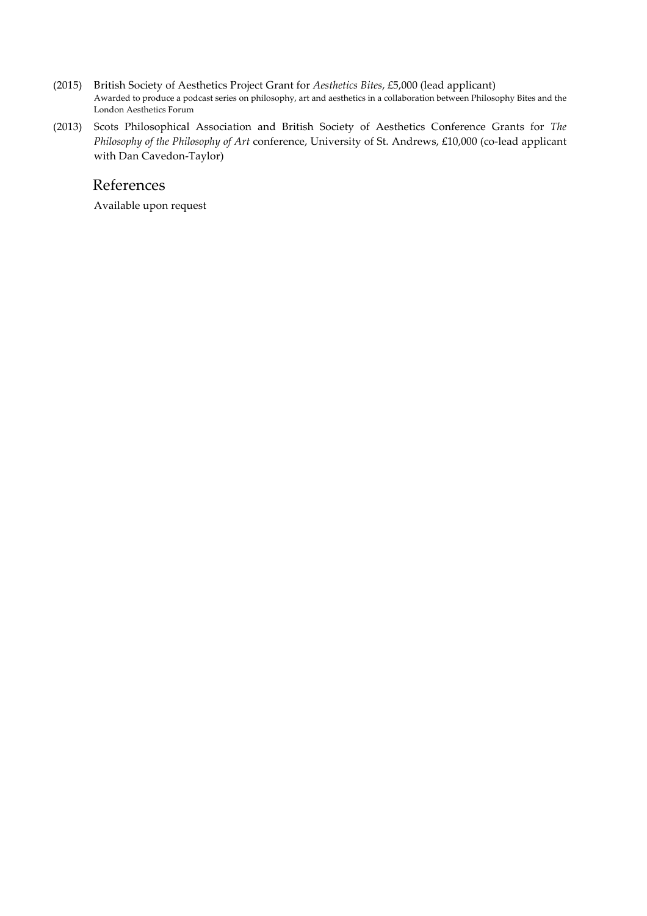(2015) British Society of Aesthetics Project Grant for *Aesthetics Bites*, £5,000 (lead applicant)
Awarded to produce a podcast series on philosophy, art and aesthetics in a collaboration between Philosophy Bites and the London Aesthetics Forum

(2013) Scots Philosophical Association and British Society of Aesthetics Conference Grants for *The Philosophy of the Philosophy of Art* conference, University of St. Andrews, £10,000 (co-lead applicant with Dan Cavedon-Taylor)

## References

Available upon request